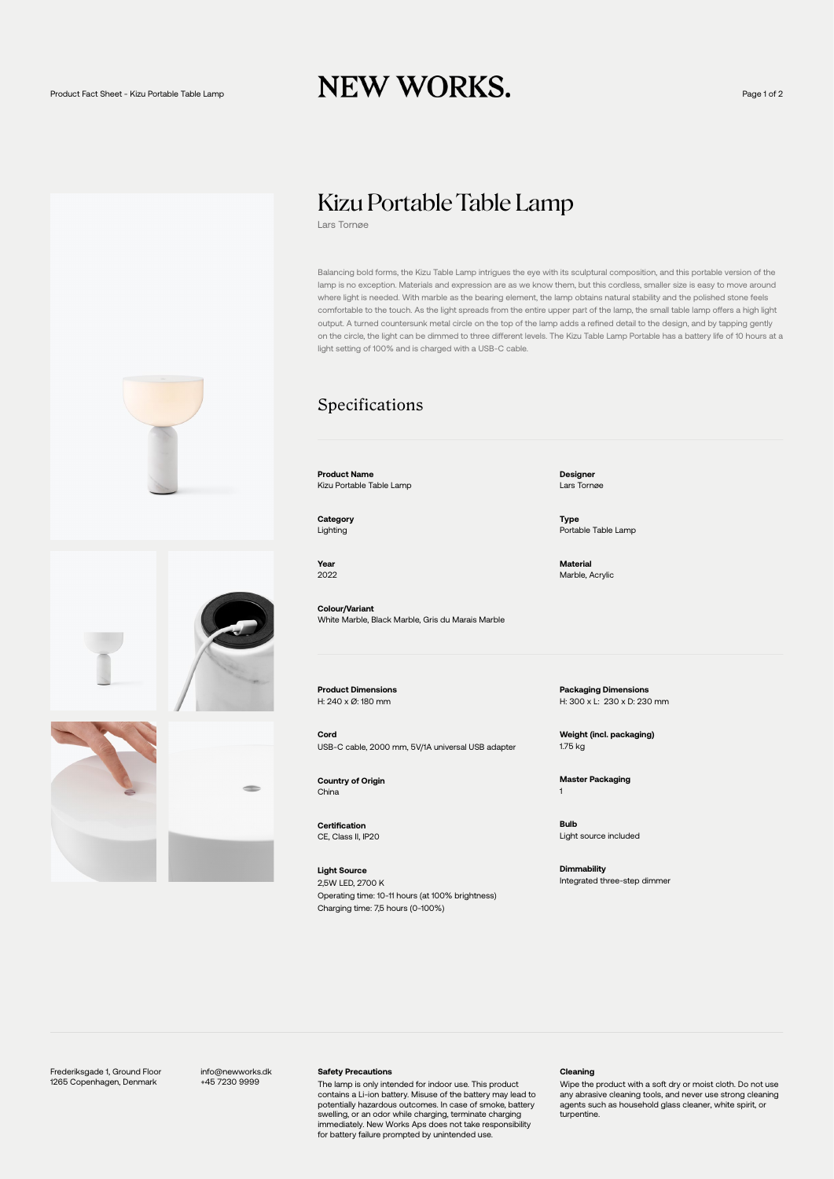# Kizu Portable Table Lamp

Lars Tornøe

Balancing bold forms, the Kizu Table Lamp intrigues the eye with its sculptural composition, and this portable version of the lamp is no exception. Materials and expression are as we know them, but this cordless, smaller size is easy to move around where light is needed. With marble as the bearing element, the lamp obtains natural stability and the polished stone feels comfortable to the touch. As the light spreads from the entire upper part of the lamp, the small table lamp offers a high light output. A turned countersunk metal circle on the top of the lamp adds a refined detail to the design, and by tapping gently on the circle, the light can be dimmed to three different levels. The Kizu Table Lamp Portable has a battery life of 10 hours at a light setting of 100% and is charged with a USB-C cable.

## Specifications

**Product Name**
Kizu Portable Table Lamp

**Designer**
Lars Tornøe

**Category**
Lighting

**Type**
Portable Table Lamp

**Year**
2022

**Material**
Marble, Acrylic

**Colour/Variant**
White Marble, Black Marble, Gris du Marais Marble

**Product Dimensions**
H: 240 x Ø: 180 mm

**Packaging Dimensions**
H: 300 x L: 230 x D: 230 mm

**Cord**
USB-C cable, 2000 mm, 5V/1A universal USB adapter

**Weight (incl. packaging)**
1.75 kg

**Country of Origin**
China

**Master Packaging**
1

**Certification**
CE, Class II, IP20

**Bulb**
Light source included

**Light Source**
2,5W LED, 2700 K
Operating time: 10-11 hours (at 100% brightness)
Charging time: 7,5 hours (0-100%)

**Dimmability**
Integrated three-step dimmer

Frederiksgade 1, Ground Floor
1265 Copenhagen, Denmark

info@newworks.dk
+45 7230 9999

**Safety Precautions**
The lamp is only intended for indoor use. This product contains a Li-ion battery. Misuse of the battery may lead to potentially hazardous outcomes. In case of smoke, battery swelling, or an odor while charging, terminate charging immediately. New Works Aps does not take responsibility for battery failure prompted by unintended use.

**Cleaning**
Wipe the product with a soft dry or moist cloth. Do not use any abrasive cleaning tools, and never use strong cleaning agents such as household glass cleaner, white spirit, or turpentine.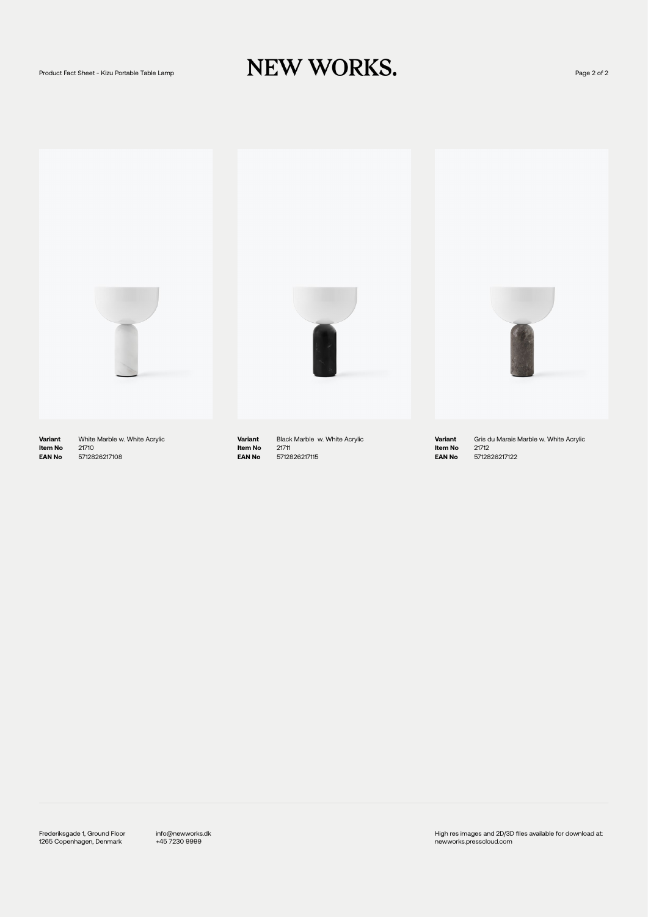| | |
|---|---|
| **Variant** | White Marble w. White Acrylic |
| **Item No** | 21710 |
| **EAN No** | 5712826217108 |

| | |
|---|---|
| **Variant** | Black Marble w. White Acrylic |
| **Item No** | 21711 |
| **EAN No** | 5712826217115 |

| | |
|---|---|
| **Variant** | Gris du Marais Marble w. White Acrylic |
| **Item No** | 21712 |
| **EAN No** | 5712826217122 |

Frederiksgade 1, Ground Floor
1265 Copenhagen, Denmark

info@newworks.dk
+45 7230 9999

High res images and 2D/3D files available for download at:
newworks.presscloud.com